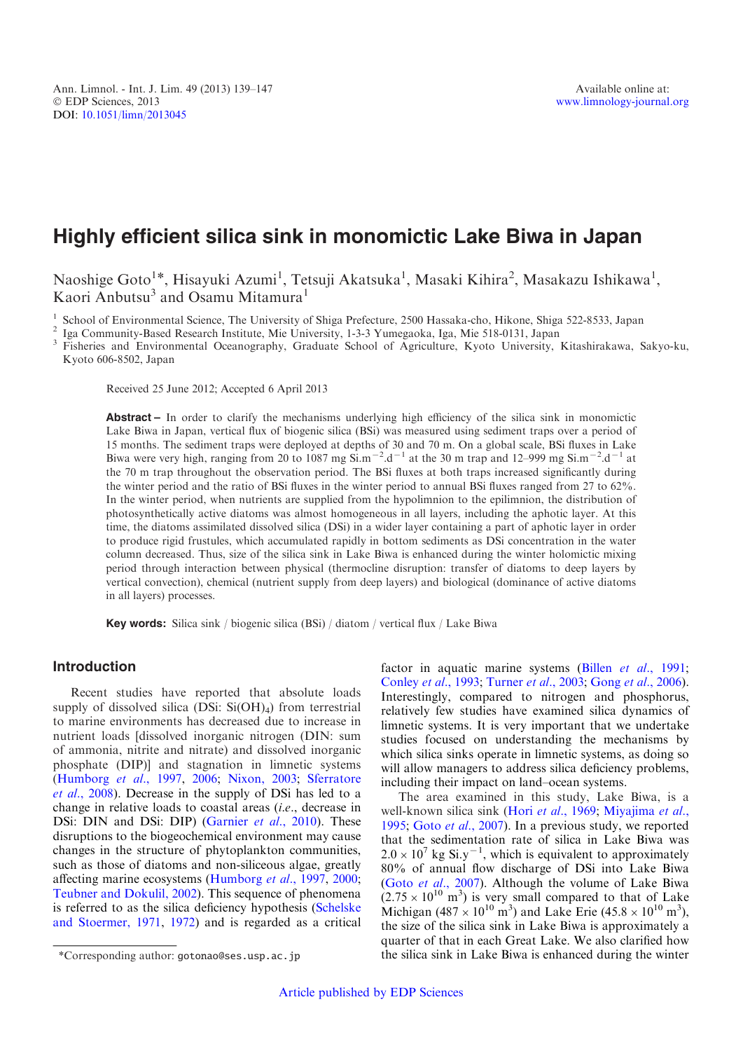# Highly efficient silica sink in monomictic Lake Biwa in Japan

Naoshige Goto[1]*, Hisayuki Azumi[1], Tetsuji Akatsuka[1], Masaki Kihira[2], Masakazu Ishikawa[1], Kaori Anbutsu[3] and Osamu Mitamura[1]

[1] School of Environmental Science, The University of Shiga Prefecture, 2500 Hassaka-cho, Hikone, Shiga 522-8533, Japan
[2] Iga Community-Based Research Institute, Mie University, 1-3-3 Yumegaoka, Iga, Mie 518-0131, Japan
[3] Fisheries and Environmental Oceanography, Graduate School of Agriculture, Kyoto University, Kitashirakawa, Sakyo-ku, Kyoto 606-8502, Japan

Received 25 June 2012; Accepted 6 April 2013

**Abstract –** In order to clarify the mechanisms underlying high efficiency of the silica sink in monomictic Lake Biwa in Japan, vertical flux of biogenic silica (BSi) was measured using sediment traps over a period of 15 months. The sediment traps were deployed at depths of 30 and 70 m. On a global scale, BSi fluxes in Lake Biwa were very high, ranging from 20 to 1087 mg $Si.m^{-2}.d^{-1}$ at the 30 m trap and 12–999 mg $Si.m^{-2}.d^{-1}$ at the 70 m trap throughout the observation period. The BSi fluxes at both traps increased significantly during the winter period and the ratio of BSi fluxes in the winter period to annual BSi fluxes ranged from 27 to 62%. In the winter period, when nutrients are supplied from the hypolimnion to the epilimnion, the distribution of photosynthetically active diatoms was almost homogeneous in all layers, including the aphotic layer. At this time, the diatoms assimilated dissolved silica (DSi) in a wider layer containing a part of aphotic layer in order to produce rigid frustules, which accumulated rapidly in bottom sediments as DSi concentration in the water column decreased. Thus, size of the silica sink in Lake Biwa is enhanced during the winter holomictic mixing period through interaction between physical (thermocline disruption: transfer of diatoms to deep layers by vertical convection), chemical (nutrient supply from deep layers) and biological (dominance of active diatoms in all layers) processes.

**Key words:** Silica sink / biogenic silica (BSi) / diatom / vertical flux / Lake Biwa

## Introduction

Recent studies have reported that absolute loads supply of dissolved silica (DSi: $Si(OH)_4$) from terrestrial to marine environments has decreased due to increase in nutrient loads [dissolved inorganic nitrogen (DIN: sum of ammonia, nitrite and nitrate) and dissolved inorganic phosphate (DIP)] and stagnation in limnetic systems (Humborg *et al.*, 1997, 2006; Nixon, 2003; Sferratore *et al.*, 2008). Decrease in the supply of DSi has led to a change in relative loads to coastal areas (*i.e.*, decrease in DSi: DIN and DSi: DIP) (Garnier *et al.*, 2010). These disruptions to the biogeochemical environment may cause changes in the structure of phytoplankton communities, such as those of diatoms and non-siliceous algae, greatly affecting marine ecosystems (Humborg *et al.*, 1997, 2000; Teubner and Dokulil, 2002). This sequence of phenomena is referred to as the silica deficiency hypothesis (Schelske and Stoermer, 1971, 1972) and is regarded as a critical factor in aquatic marine systems (Billen *et al.*, 1991; Conley *et al.*, 1993; Turner *et al.*, 2003; Gong *et al.*, 2006). Interestingly, compared to nitrogen and phosphorus, relatively few studies have examined silica dynamics of limnetic systems. It is very important that we undertake studies focused on understanding the mechanisms by which silica sinks operate in limnetic systems, as doing so will allow managers to address silica deficiency problems, including their impact on land–ocean systems.

The area examined in this study, Lake Biwa, is a well-known silica sink (Hori *et al.*, 1969; Miyajima *et al.*, 1995; Goto *et al.*, 2007). In a previous study, we reported that the sedimentation rate of silica in Lake Biwa was $2.0 \times 10^7$ kg $Si.y^{-1}$, which is equivalent to approximately 80% of annual flow discharge of DSi into Lake Biwa (Goto *et al.*, 2007). Although the volume of Lake Biwa ($2.75 \times 10^{10}$ $m^3$) is very small compared to that of Lake Michigan ($487 \times 10^{10}$ $m^3$) and Lake Erie ($45.8 \times 10^{10}$ $m^3$), the size of the silica sink in Lake Biwa is approximately a quarter of that in each Great Lake. We also clarified how the silica sink in Lake Biwa is enhanced during the winter

*Corresponding author: gotonao@ses.usp.ac.jp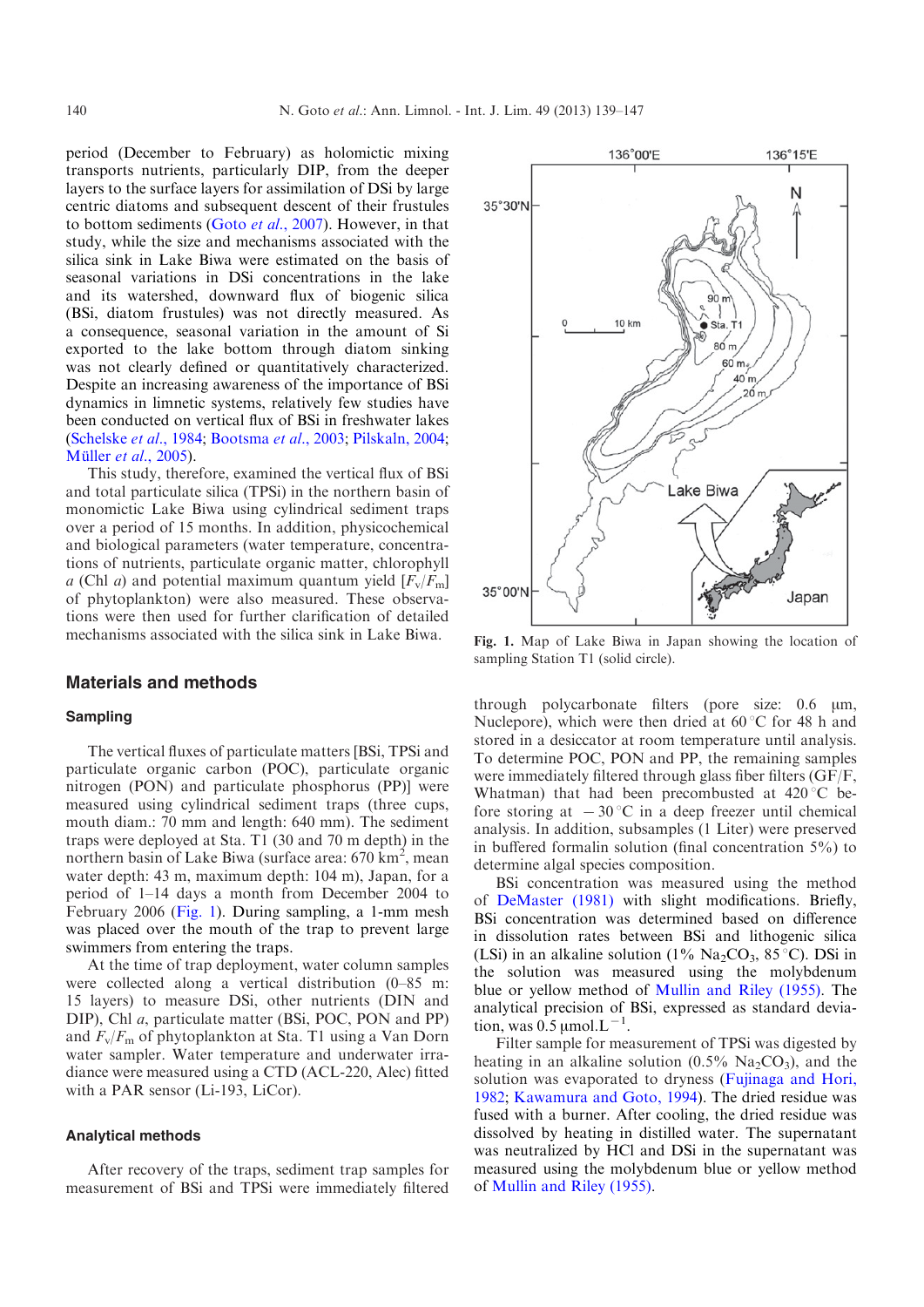period (December to February) as holomictic mixing transports nutrients, particularly DIP, from the deeper layers to the surface layers for assimilation of DSi by large centric diatoms and subsequent descent of their frustules to bottom sediments (Goto *et al.*, 2007). However, in that study, while the size and mechanisms associated with the silica sink in Lake Biwa were estimated on the basis of seasonal variations in DSi concentrations in the lake and its watershed, downward flux of biogenic silica (BSi, diatom frustules) was not directly measured. As a consequence, seasonal variation in the amount of Si exported to the lake bottom through diatom sinking was not clearly defined or quantitatively characterized. Despite an increasing awareness of the importance of BSi dynamics in limnetic systems, relatively few studies have been conducted on vertical flux of BSi in freshwater lakes (Schelske *et al.*, 1984; Bootsma *et al.*, 2003; Pilskaln, 2004; Müller *et al.*, 2005).

This study, therefore, examined the vertical flux of BSi and total particulate silica (TPSi) in the northern basin of monomictic Lake Biwa using cylindrical sediment traps over a period of 15 months. In addition, physicochemical and biological parameters (water temperature, concentrations of nutrients, particulate organic matter, chlorophyll *a* (Chl *a*) and potential maximum quantum yield [$F_v/F_m$] of phytoplankton) were also measured. These observations were then used for further clarification of detailed mechanisms associated with the silica sink in Lake Biwa.

Fig. 1. Map of Lake Biwa in Japan showing the location of sampling Station T1 (solid circle).

## Materials and methods

### Sampling

The vertical fluxes of particulate matters [BSi, TPSi and particulate organic carbon (POC), particulate organic nitrogen (PON) and particulate phosphorus (PP)] were measured using cylindrical sediment traps (three cups, mouth diam.: 70 mm and length: 640 mm). The sediment traps were deployed at Sta. T1 (30 and 70 m depth) in the northern basin of Lake Biwa (surface area: 670 km$^2$, mean water depth: 43 m, maximum depth: 104 m), Japan, for a period of 1–14 days a month from December 2004 to February 2006 (Fig. 1). During sampling, a 1-mm mesh was placed over the mouth of the trap to prevent large swimmers from entering the traps.

At the time of trap deployment, water column samples were collected along a vertical distribution (0–85 m: 15 layers) to measure DSi, other nutrients (DIN and DIP), Chl *a*, particulate matter (BSi, POC, PON and PP) and $F_v/F_m$ of phytoplankton at Sta. T1 using a Van Dorn water sampler. Water temperature and underwater irradiance were measured using a CTD (ACL-220, Alec) fitted with a PAR sensor (Li-193, LiCor).

### Analytical methods

After recovery of the traps, sediment trap samples for measurement of BSi and TPSi were immediately filtered through polycarbonate filters (pore size: 0.6 µm, Nuclepore), which were then dried at 60 °C for 48 h and stored in a desiccator at room temperature until analysis. To determine POC, PON and PP, the remaining samples were immediately filtered through glass fiber filters (GF/F, Whatman) that had been precombusted at 420 °C before storing at −30 °C in a deep freezer until chemical analysis. In addition, subsamples (1 Liter) were preserved in buffered formalin solution (final concentration 5%) to determine algal species composition.

BSi concentration was measured using the method of DeMaster (1981) with slight modifications. Briefly, BSi concentration was determined based on difference in dissolution rates between BSi and lithogenic silica (LSi) in an alkaline solution (1% $Na_2CO_3$, 85 °C). DSi in the solution was measured using the molybdenum blue or yellow method of Mullin and Riley (1955). The analytical precision of BSi, expressed as standard deviation, was 0.5 µmol.L$^{-1}$.

Filter sample for measurement of TPSi was digested by heating in an alkaline solution (0.5% $Na_2CO_3$), and the solution was evaporated to dryness (Fujinaga and Hori, 1982; Kawamura and Goto, 1994). The dried residue was fused with a burner. After cooling, the dried residue was dissolved by heating in distilled water. The supernatant was neutralized by HCl and DSi in the supernatant was measured using the molybdenum blue or yellow method of Mullin and Riley (1955).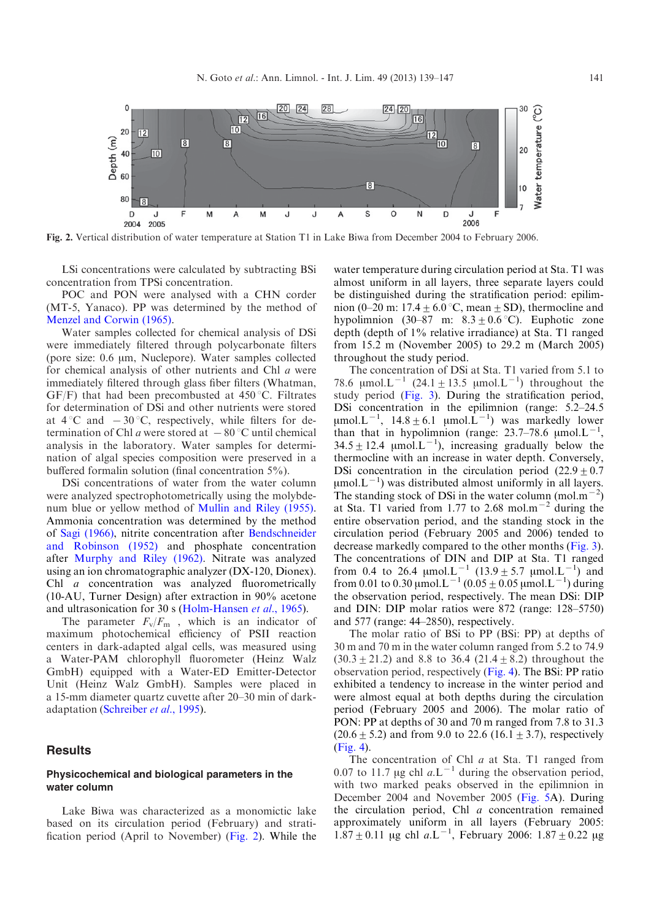Fig. 2. Vertical distribution of water temperature at Station T1 in Lake Biwa from December 2004 to February 2006.

LSi concentrations were calculated by subtracting BSi concentration from TPSi concentration.

POC and PON were analysed with a CHN corder (MT-5, Yanaco). PP was determined by the method of Menzel and Corwin (1965).

Water samples collected for chemical analysis of DSi were immediately filtered through polycarbonate filters (pore size: 0.6 μm, Nuclepore). Water samples collected for chemical analysis of other nutrients and Chl *a* were immediately filtered through glass fiber filters (Whatman, GF/F) that had been precombusted at 450 °C. Filtrates for determination of DSi and other nutrients were stored at 4 °C and −30 °C, respectively, while filters for determination of Chl *a* were stored at −80 °C until chemical analysis in the laboratory. Water samples for determination of algal species composition were preserved in a buffered formalin solution (final concentration 5%).

DSi concentrations of water from the water column were analyzed spectrophotometrically using the molybdenum blue or yellow method of Mullin and Riley (1955). Ammonia concentration was determined by the method of Sagi (1966), nitrite concentration after Bendschneider and Robinson (1952) and phosphate concentration after Murphy and Riley (1962). Nitrate was analyzed using an ion chromatographic analyzer (DX-120, Dionex). Chl *a* concentration was analyzed fluorometrically (10-AU, Turner Design) after extraction in 90% acetone and ultrasonication for 30 s (Holm-Hansen *et al.*, 1965).

The parameter $F_v/F_m$, which is an indicator of maximum photochemical efficiency of PSII reaction centers in dark-adapted algal cells, was measured using a Water-PAM chlorophyll fluorometer (Heinz Walz GmbH) equipped with a Water-ED Emitter-Detector Unit (Heinz Walz GmbH). Samples were placed in a 15-mm diameter quartz cuvette after 20–30 min of dark-adaptation (Schreiber *et al.*, 1995).

## Results

### Physicochemical and biological parameters in the water column

Lake Biwa was characterized as a monomictic lake based on its circulation period (February) and stratification period (April to November) (Fig. 2). While the water temperature during circulation period at Sta. T1 was almost uniform in all layers, three separate layers could be distinguished during the stratification period: epilimnion (0–20 m: 17.4 ± 6.0 °C, mean ± SD), thermocline and hypolimnion (30–87 m: 8.3 ± 0.6 °C). Euphotic zone depth (depth of 1% relative irradiance) at Sta. T1 ranged from 15.2 m (November 2005) to 29.2 m (March 2005) throughout the study period.

The concentration of DSi at Sta. T1 varied from 5.1 to 78.6 μmol.L$^{-1}$ (24.1 ± 13.5 μmol.L$^{-1}$) throughout the study period (Fig. 3). During the stratification period, DSi concentration in the epilimnion (range: 5.2–24.5 μmol.L$^{-1}$, 14.8 ± 6.1 μmol.L$^{-1}$) was markedly lower than that in hypolimnion (range: 23.7–78.6 μmol.L$^{-1}$, 34.5 ± 12.4 μmol.L$^{-1}$), increasing gradually below the thermocline with an increase in water depth. Conversely, DSi concentration in the circulation period (22.9 ± 0.7 μmol.L$^{-1}$) was distributed almost uniformly in all layers. The standing stock of DSi in the water column (mol.m$^{-2}$) at Sta. T1 varied from 1.77 to 2.68 mol.m$^{-2}$ during the entire observation period, and the standing stock in the circulation period (February 2005 and 2006) tended to decrease markedly compared to the other months (Fig. 3). The concentrations of DIN and DIP at Sta. T1 ranged from 0.4 to 26.4 μmol.L$^{-1}$ (13.9 ± 5.7 μmol.L$^{-1}$) and from 0.01 to 0.30 μmol.L$^{-1}$ (0.05 ± 0.05 μmol.L$^{-1}$) during the observation period, respectively. The mean DSi: DIP and DIN: DIP molar ratios were 872 (range: 128–5750) and 577 (range: 44–2850), respectively.

The molar ratio of BSi to PP (BSi: PP) at depths of 30 m and 70 m in the water column ranged from 5.2 to 74.9 (30.3 ± 21.2) and 8.8 to 36.4 (21.4 ± 8.2) throughout the observation period, respectively (Fig. 4). The BSi: PP ratio exhibited a tendency to increase in the winter period and were almost equal at both depths during the circulation period (February 2005 and 2006). The molar ratio of PON: PP at depths of 30 and 70 m ranged from 7.8 to 31.3 (20.6 ± 5.2) and from 9.0 to 22.6 (16.1 ± 3.7), respectively (Fig. 4).

The concentration of Chl *a* at Sta. T1 ranged from 0.07 to 11.7 μg chl *a*.L$^{-1}$ during the observation period, with two marked peaks observed in the epilimnion in December 2004 and November 2005 (Fig. 5A). During the circulation period, Chl *a* concentration remained approximately uniform in all layers (February 2005: 1.87 ± 0.11 μg chl *a*.L$^{-1}$, February 2006: 1.87 ± 0.22 μg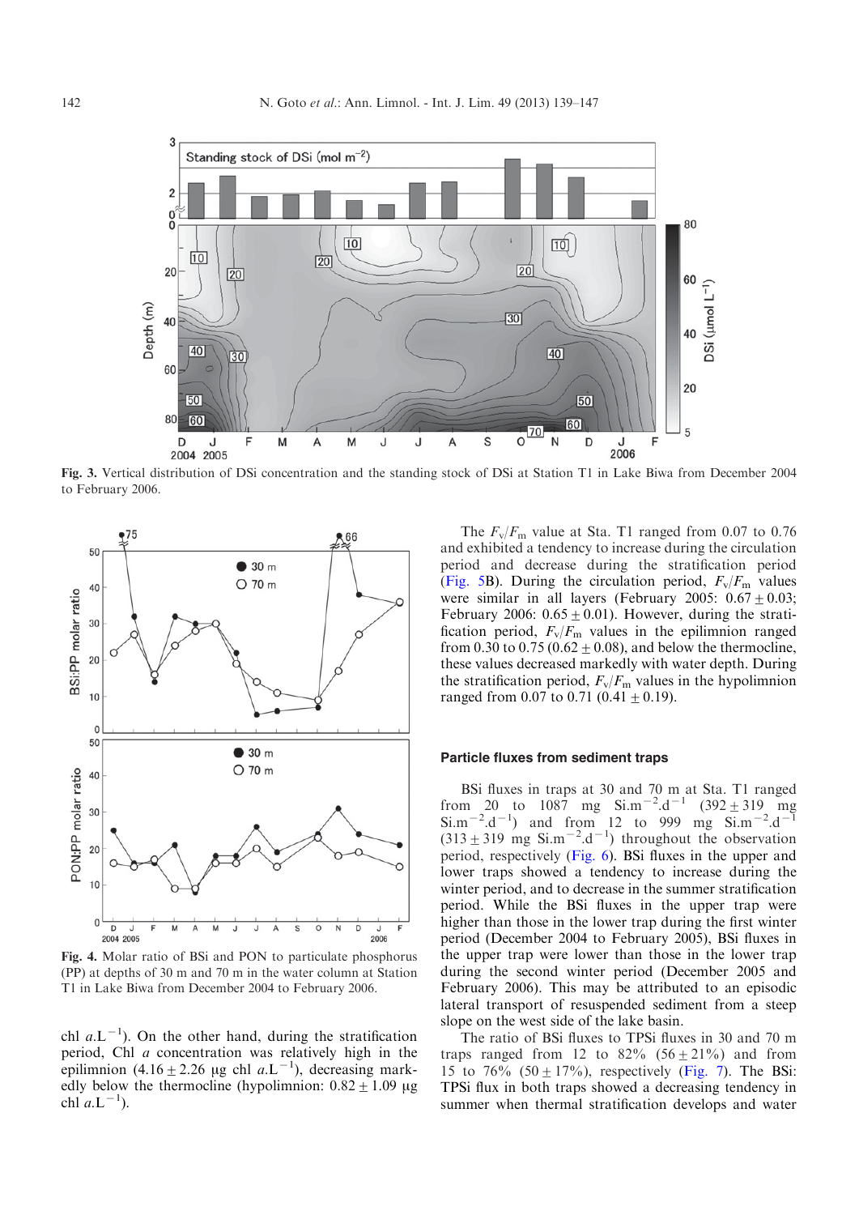Fig. 3. Vertical distribution of DSi concentration and the standing stock of DSi at Station T1 in Lake Biwa from December 2004 to February 2006.

Fig. 4. Molar ratio of BSi and PON to particulate phosphorus (PP) at depths of 30 m and 70 m in the water column at Station T1 in Lake Biwa from December 2004 to February 2006.

chl $a.L^{-1}$). On the other hand, during the stratification period, Chl *a* concentration was relatively high in the epilimnion ($4.16 \pm 2.26$ µg chl $a.L^{-1}$), decreasing markedly below the thermocline (hypolimnion: $0.82 \pm 1.09$ µg chl $a.L^{-1}$).

The $F_v/F_m$ value at Sta. T1 ranged from 0.07 to 0.76 and exhibited a tendency to increase during the circulation period and decrease during the stratification period (Fig. 5B). During the circulation period, $F_v/F_m$ values were similar in all layers (February 2005: $0.67 \pm 0.03$; February 2006: $0.65 \pm 0.01$). However, during the stratification period, $F_v/F_m$ values in the epilimnion ranged from 0.30 to 0.75 ($0.62 \pm 0.08$), and below the thermocline, these values decreased markedly with water depth. During the stratification period, $F_v/F_m$ values in the hypolimnion ranged from 0.07 to 0.71 ($0.41 \pm 0.19$).

### Particle fluxes from sediment traps

BSi fluxes in traps at 30 and 70 m at Sta. T1 ranged from 20 to 1087 mg $Si.m^{-2}.d^{-1}$ ($392 \pm 319$ mg $Si.m^{-2}.d^{-1}$) and from 12 to 999 mg $Si.m^{-2}.d^{-1}$ ($313 \pm 319$ mg $Si.m^{-2}.d^{-1}$) throughout the observation period, respectively (Fig. 6). BSi fluxes in the upper and lower traps showed a tendency to increase during the winter period, and to decrease in the summer stratification period. While the BSi fluxes in the upper trap were higher than those in the lower trap during the first winter period (December 2004 to February 2005), BSi fluxes in the upper trap were lower than those in the lower trap during the second winter period (December 2005 and February 2006). This may be attributed to an episodic lateral transport of resuspended sediment from a steep slope on the west side of the lake basin.

The ratio of BSi fluxes to TPSi fluxes in 30 and 70 m traps ranged from 12 to 82% ($56 \pm 21$%) and from 15 to 76% ($50 \pm 17$%), respectively (Fig. 7). The BSi: TPSi flux in both traps showed a decreasing tendency in summer when thermal stratification develops and water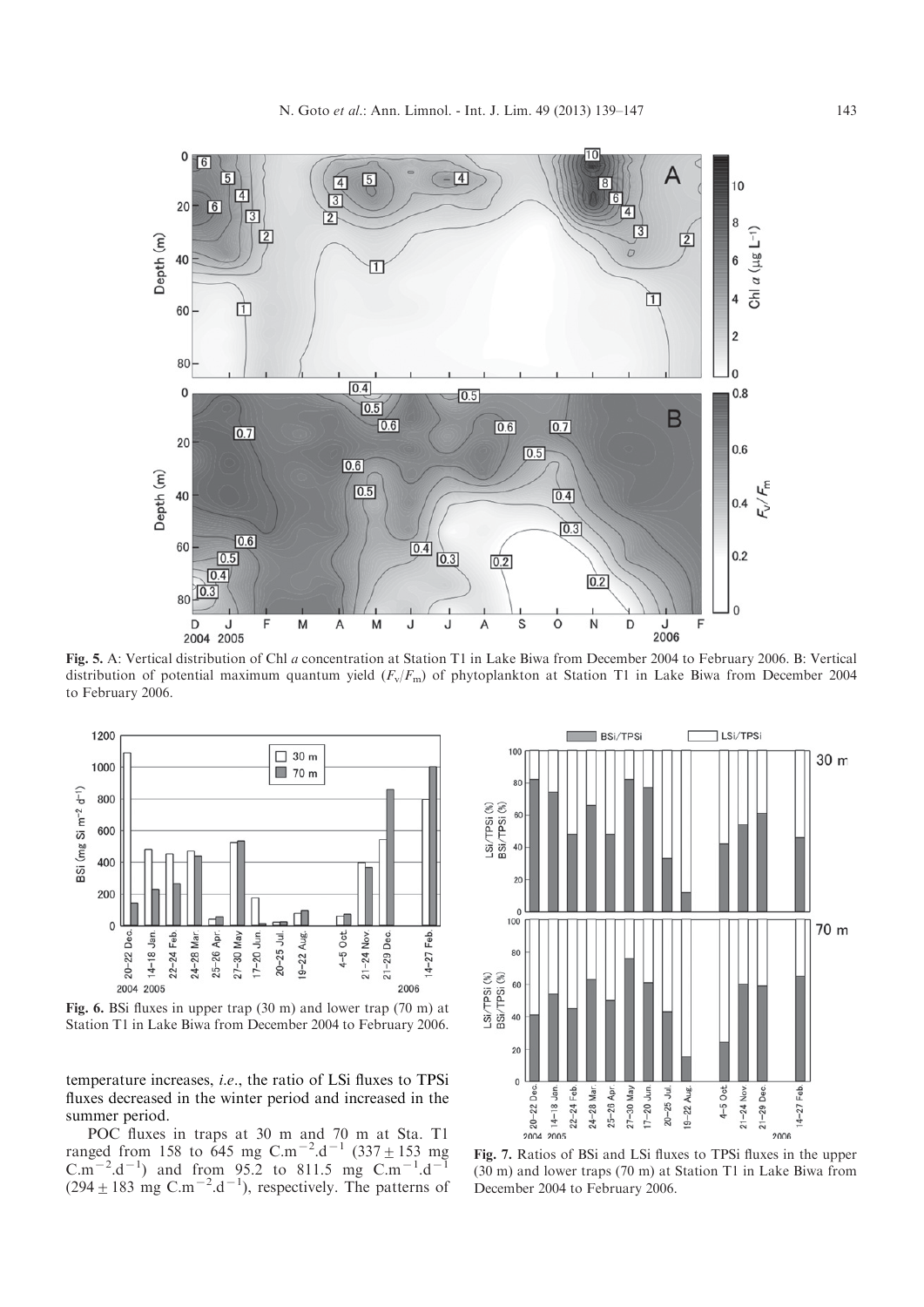Fig. 5. A: Vertical distribution of Chl *a* concentration at Station T1 in Lake Biwa from December 2004 to February 2006. B: Vertical distribution of potential maximum quantum yield ($F_v/F_m$) of phytoplankton at Station T1 in Lake Biwa from December 2004 to February 2006.

Fig. 6. BSi fluxes in upper trap (30 m) and lower trap (70 m) at Station T1 in Lake Biwa from December 2004 to February 2006.

Fig. 7. Ratios of BSi and LSi fluxes to TPSi fluxes in the upper (30 m) and lower traps (70 m) at Station T1 in Lake Biwa from December 2004 to February 2006.

temperature increases, *i.e.*, the ratio of LSi fluxes to TPSi fluxes decreased in the winter period and increased in the summer period.

POC fluxes in traps at 30 m and 70 m at Sta. T1 ranged from 158 to 645 mg $C.m^{-2}.d^{-1}$ ($337 \pm 153$ mg $C.m^{-2}.d^{-1}$) and from 95.2 to 811.5 mg $C.m^{-1}.d^{-1}$ ($294 \pm 183$ mg $C.m^{-2}.d^{-1}$), respectively. The patterns of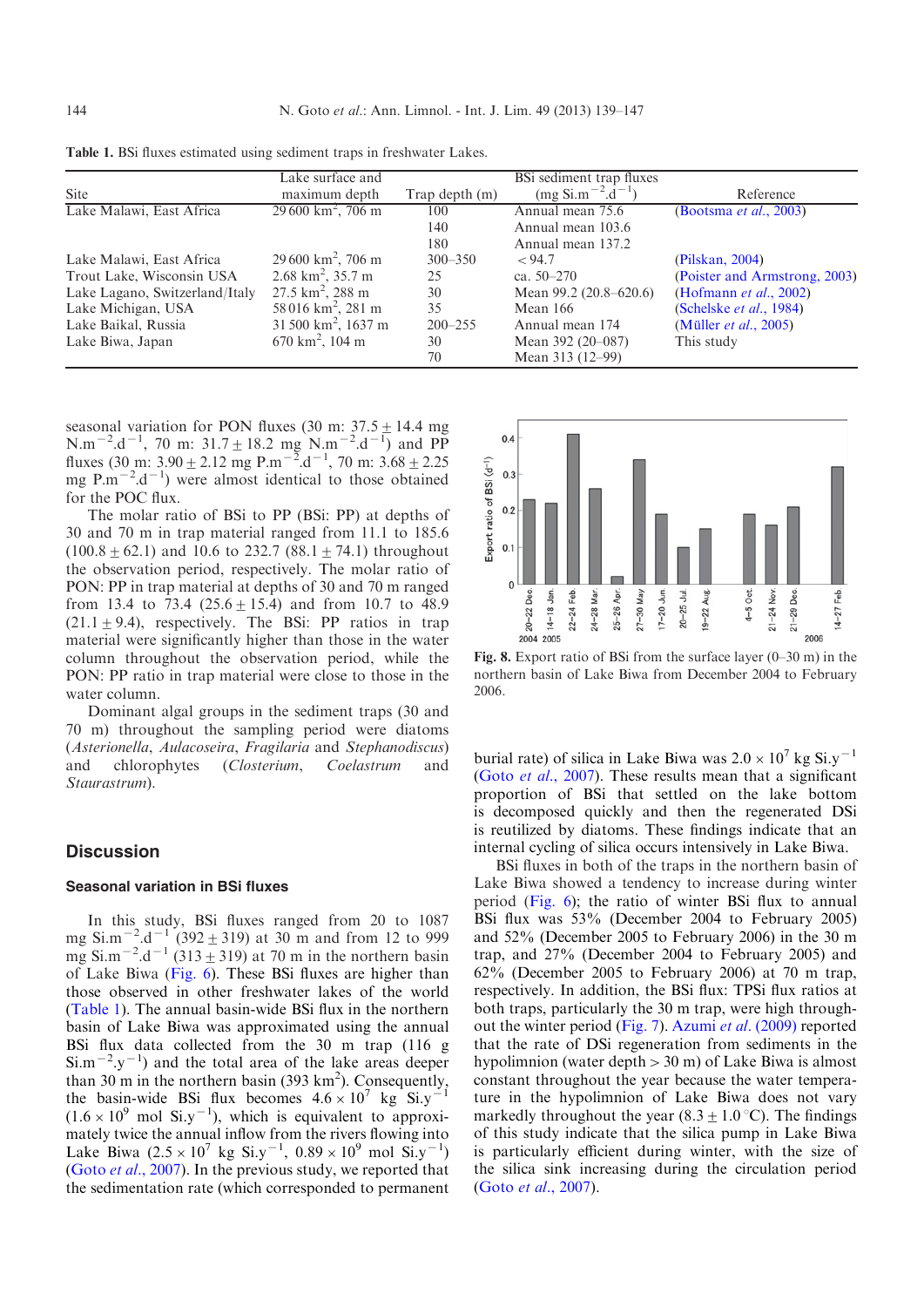**Table 1.** BSi fluxes estimated using sediment traps in freshwater Lakes.

| Site | Lake surface and maximum depth | Trap depth (m) | BSi sediment trap fluxes (mg Si.m$^{-2}$.d$^{-1}$) | Reference |
|---|---|---|---|---|
| Lake Malawi, East Africa | 29 600 km$^2$, 706 m | 100 | Annual mean 75.6 | (Bootsma *et al.*, 2003) |
| | | 140 | Annual mean 103.6 | |
| | | 180 | Annual mean 137.2 | |
| Lake Malawi, East Africa | 29 600 km$^2$, 706 m | 300–350 | < 94.7 | (Pilskan, 2004) |
| Trout Lake, Wisconsin USA | 2.68 km$^2$, 35.7 m | 25 | ca. 50–270 | (Poister and Armstrong, 2003) |
| Lake Lagano, Switzerland/Italy | 27.5 km$^2$, 288 m | 30 | Mean 99.2 (20.8–620.6) | (Hofmann *et al.*, 2002) |
| Lake Michigan, USA | 58 016 km$^2$, 281 m | 35 | Mean 166 | (Schelske *et al.*, 1984) |
| Lake Baikal, Russia | 31 500 km$^2$, 1637 m | 200–255 | Annual mean 174 | (Müller *et al.*, 2005) |
| Lake Biwa, Japan | 670 km$^2$, 104 m | 30 | Mean 392 (20–087) | This study |
| | | 70 | Mean 313 (12–99) | |

seasonal variation for PON fluxes (30 m: 37.5 ± 14.4 mg N.m$^{-2}$.d$^{-1}$, 70 m: 31.7 ± 18.2 mg N.m$^{-2}$.d$^{-1}$) and PP fluxes (30 m: 3.90 ± 2.12 mg P.m$^{-2}$.d$^{-1}$, 70 m: 3.68 ± 2.25 mg P.m$^{-2}$.d$^{-1}$) were almost identical to those obtained for the POC flux.

The molar ratio of BSi to PP (BSi: PP) at depths of 30 and 70 m in trap material ranged from 11.1 to 185.6 (100.8 ± 62.1) and 10.6 to 232.7 (88.1 ± 74.1) throughout the observation period, respectively. The molar ratio of PON: PP in trap material at depths of 30 and 70 m ranged from 13.4 to 73.4 (25.6 ± 15.4) and from 10.7 to 48.9 (21.1 ± 9.4), respectively. The BSi: PP ratios in trap material were significantly higher than those in the water column throughout the observation period, while the PON: PP ratio in trap material were close to those in the water column.

Dominant algal groups in the sediment traps (30 and 70 m) throughout the sampling period were diatoms (*Asterionella*, *Aulacoseira*, *Fragilaria* and *Stephanodiscus*) and chlorophytes (*Closterium*, *Coelastrum* and *Staurastrum*).

## Discussion

### Seasonal variation in BSi fluxes

In this study, BSi fluxes ranged from 20 to 1087 mg Si.m$^{-2}$.d$^{-1}$ (392 ± 319) at 30 m and from 12 to 999 mg Si.m$^{-2}$.d$^{-1}$ (313 ± 319) at 70 m in the northern basin of Lake Biwa (Fig. 6). These BSi fluxes are higher than those observed in other freshwater lakes of the world (Table 1). The annual basin-wide BSi flux in the northern basin of Lake Biwa was approximated using the annual BSi flux data collected from the 30 m trap (116 g Si.m$^{-2}$.y$^{-1}$) and the total area of the lake areas deeper than 30 m in the northern basin (393 km$^2$). Consequently, the basin-wide BSi flux becomes $4.6 \times 10^7$ kg Si.y$^{-1}$ ($1.6 \times 10^9$ mol Si.y$^{-1}$), which is equivalent to approximately twice the annual inflow from the rivers flowing into Lake Biwa ($2.5 \times 10^7$ kg Si.y$^{-1}$, $0.89 \times 10^9$ mol Si.y$^{-1}$) (Goto *et al.*, 2007). In the previous study, we reported that the sedimentation rate (which corresponded to permanent

Fig. 8. Export ratio of BSi from the surface layer (0–30 m) in the northern basin of Lake Biwa from December 2004 to February 2006.

burial rate) of silica in Lake Biwa was $2.0 \times 10^7$ kg Si.y$^{-1}$ (Goto *et al.*, 2007). These results mean that a significant proportion of BSi that settled on the lake bottom is decomposed quickly and then the regenerated DSi is reutilized by diatoms. These findings indicate that an internal cycling of silica occurs intensively in Lake Biwa.

BSi fluxes in both of the traps in the northern basin of Lake Biwa showed a tendency to increase during winter period (Fig. 6); the ratio of winter BSi flux to annual BSi flux was 53% (December 2004 to February 2005) and 52% (December 2005 to February 2006) in the 30 m trap, and 27% (December 2004 to February 2005) and 62% (December 2005 to February 2006) at 70 m trap, respectively. In addition, the BSi flux: TPSi flux ratios at both traps, particularly the 30 m trap, were high throughout the winter period (Fig. 7). Azumi *et al.* (2009) reported that the rate of DSi regeneration from sediments in the hypolimnion (water depth > 30 m) of Lake Biwa is almost constant throughout the year because the water temperature in the hypolimnion of Lake Biwa does not vary markedly throughout the year (8.3 ± 1.0 °C). The findings of this study indicate that the silica pump in Lake Biwa is particularly efficient during winter, with the size of the silica sink increasing during the circulation period (Goto *et al.*, 2007).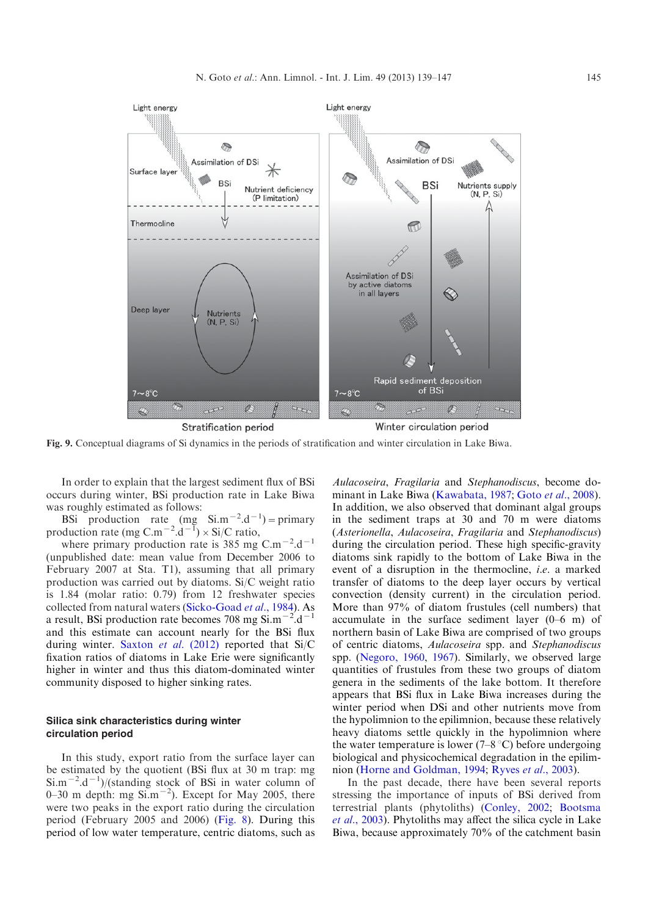Fig. 9. Conceptual diagrams of Si dynamics in the periods of stratification and winter circulation in Lake Biwa.

In order to explain that the largest sediment flux of BSi occurs during winter, BSi production rate in Lake Biwa was roughly estimated as follows:

BSi production rate (mg Si.m$^{-2}$.d$^{-1}$) = primary production rate (mg C.m$^{-2}$.d$^{-1}$) × Si/C ratio,

where primary production rate is 385 mg C.m$^{-2}$.d$^{-1}$ (unpublished date: mean value from December 2006 to February 2007 at Sta. T1), assuming that all primary production was carried out by diatoms. Si/C weight ratio is 1.84 (molar ratio: 0.79) from 12 freshwater species collected from natural waters (Sicko-Goad *et al.*, 1984). As a result, BSi production rate becomes 708 mg Si.m$^{-2}$.d$^{-1}$ and this estimate can account nearly for the BSi flux during winter. Saxton *et al.* (2012) reported that Si/C fixation ratios of diatoms in Lake Erie were significantly higher in winter and thus this diatom-dominated winter community disposed to higher sinking rates.

## Silica sink characteristics during winter circulation period

In this study, export ratio from the surface layer can be estimated by the quotient (BSi flux at 30 m trap: mg Si.m$^{-2}$.d$^{-1}$)/(standing stock of BSi in water column of 0–30 m depth: mg Si.m$^{-2}$). Except for May 2005, there were two peaks in the export ratio during the circulation period (February 2005 and 2006) (Fig. 8). During this period of low water temperature, centric diatoms, such as *Aulacoseira*, *Fragilaria* and *Stephanodiscus*, become dominant in Lake Biwa (Kawabata, 1987; Goto *et al.*, 2008). In addition, we also observed that dominant algal groups in the sediment traps at 30 and 70 m were diatoms (*Asterionella*, *Aulacoseira*, *Fragilaria* and *Stephanodiscus*) during the circulation period. These high specific-gravity diatoms sink rapidly to the bottom of Lake Biwa in the event of a disruption in the thermocline, *i.e.* a marked transfer of diatoms to the deep layer occurs by vertical convection (density current) in the circulation period. More than 97% of diatom frustules (cell numbers) that accumulate in the surface sediment layer (0–6 m) of northern basin of Lake Biwa are comprised of two groups of centric diatoms, *Aulacoseira* spp. and *Stephanodiscus* spp. (Negoro, 1960, 1967). Similarly, we observed large quantities of frustules from these two groups of diatom genera in the sediments of the lake bottom. It therefore appears that BSi flux in Lake Biwa increases during the winter period when DSi and other nutrients move from the hypolimnion to the epilimnion, because these relatively heavy diatoms settle quickly in the hypolimnion where the water temperature is lower (7–8 °C) before undergoing biological and physicochemical degradation in the epilimnion (Horne and Goldman, 1994; Ryves *et al.*, 2003).

In the past decade, there have been several reports stressing the importance of inputs of BSi derived from terrestrial plants (phytoliths) (Conley, 2002; Bootsma *et al.*, 2003). Phytoliths may affect the silica cycle in Lake Biwa, because approximately 70% of the catchment basin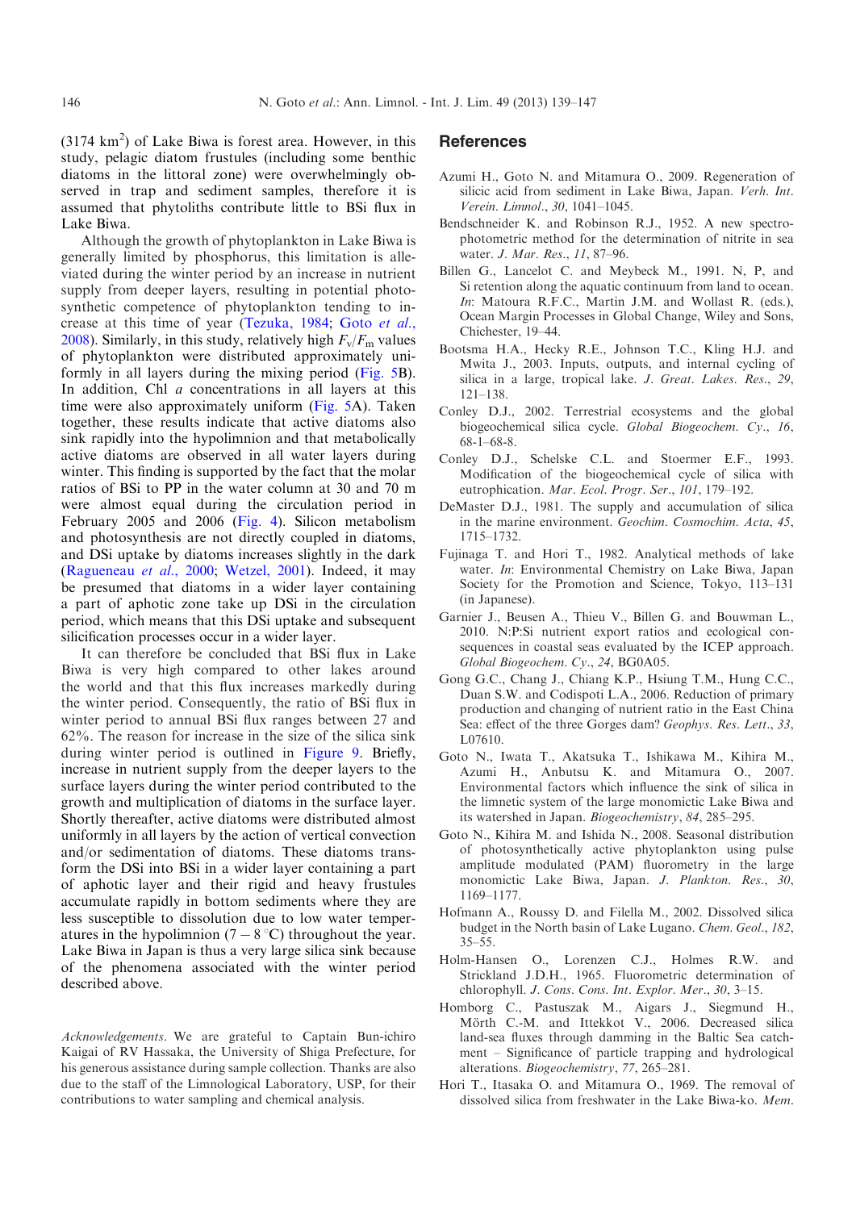(3174 km$^2$) of Lake Biwa is forest area. However, in this study, pelagic diatom frustules (including some benthic diatoms in the littoral zone) were overwhelmingly observed in trap and sediment samples, therefore it is assumed that phytoliths contribute little to BSi flux in Lake Biwa.

Although the growth of phytoplankton in Lake Biwa is generally limited by phosphorus, this limitation is alleviated during the winter period by an increase in nutrient supply from deeper layers, resulting in potential photosynthetic competence of phytoplankton tending to increase at this time of year (Tezuka, 1984; Goto *et al*., 2008). Similarly, in this study, relatively high $F_v/F_m$ values of phytoplankton were distributed approximately uniformly in all layers during the mixing period (Fig. 5B). In addition, Chl *a* concentrations in all layers at this time were also approximately uniform (Fig. 5A). Taken together, these results indicate that active diatoms also sink rapidly into the hypolimnion and that metabolically active diatoms are observed in all water layers during winter. This finding is supported by the fact that the molar ratios of BSi to PP in the water column at 30 and 70 m were almost equal during the circulation period in February 2005 and 2006 (Fig. 4). Silicon metabolism and photosynthesis are not directly coupled in diatoms, and DSi uptake by diatoms increases slightly in the dark (Ragueneau *et al*., 2000; Wetzel, 2001). Indeed, it may be presumed that diatoms in a wider layer containing a part of aphotic zone take up DSi in the circulation period, which means that this DSi uptake and subsequent silicification processes occur in a wider layer.

It can therefore be concluded that BSi flux in Lake Biwa is very high compared to other lakes around the world and that this flux increases markedly during the winter period. Consequently, the ratio of BSi flux in winter period to annual BSi flux ranges between 27 and 62%. The reason for increase in the size of the silica sink during winter period is outlined in Figure 9. Briefly, increase in nutrient supply from the deeper layers to the surface layers during the winter period contributed to the growth and multiplication of diatoms in the surface layer. Shortly thereafter, active diatoms were distributed almost uniformly in all layers by the action of vertical convection and/or sedimentation of diatoms. These diatoms transform the DSi into BSi in a wider layer containing a part of aphotic layer and their rigid and heavy frustules accumulate rapidly in bottom sediments where they are less susceptible to dissolution due to low water temperatures in the hypolimnion ($7-8\,°C$) throughout the year. Lake Biwa in Japan is thus a very large silica sink because of the phenomena associated with the winter period described above.

*Acknowledgements*. We are grateful to Captain Bun-ichiro Kaigai of RV Hassaka, the University of Shiga Prefecture, for his generous assistance during sample collection. Thanks are also due to the staff of the Limnological Laboratory, USP, for their contributions to water sampling and chemical analysis.

## References

Azumi H., Goto N. and Mitamura O., 2009. Regeneration of silicic acid from sediment in Lake Biwa, Japan. *Verh. Int. Verein. Limnol*., *30*, 1041–1045.

Bendschneider K. and Robinson R.J., 1952. A new spectrophotometric method for the determination of nitrite in sea water. *J. Mar. Res*., *11*, 87–96.

Billen G., Lancelot C. and Meybeck M., 1991. N, P, and Si retention along the aquatic continuum from land to ocean. *In*: Matoura R.F.C., Martin J.M. and Wollast R. (eds.), Ocean Margin Processes in Global Change, Wiley and Sons, Chichester, 19–44.

Bootsma H.A., Hecky R.E., Johnson T.C., Kling H.J. and Mwita J., 2003. Inputs, outputs, and internal cycling of silica in a large, tropical lake. *J. Great. Lakes. Res*., *29*, 121–138.

Conley D.J., 2002. Terrestrial ecosystems and the global biogeochemical silica cycle. *Global Biogeochem. Cy*., *16*, 68-1–68-8.

Conley D.J., Schelske C.L. and Stoermer E.F., 1993. Modification of the biogeochemical cycle of silica with eutrophication. *Mar. Ecol. Progr. Ser*., *101*, 179–192.

DeMaster D.J., 1981. The supply and accumulation of silica in the marine environment. *Geochim. Cosmochim. Acta*, *45*, 1715–1732.

Fujinaga T. and Hori T., 1982. Analytical methods of lake water. *In*: Environmental Chemistry on Lake Biwa, Japan Society for the Promotion and Science, Tokyo, 113–131 (in Japanese).

Garnier J., Beusen A., Thieu V., Billen G. and Bouwman L., 2010. N:P:Si nutrient export ratios and ecological consequences in coastal seas evaluated by the ICEP approach. *Global Biogeochem. Cy*., *24*, BG0A05.

Gong G.C., Chang J., Chiang K.P., Hsiung T.M., Hung C.C., Duan S.W. and Codispoti L.A., 2006. Reduction of primary production and changing of nutrient ratio in the East China Sea: effect of the three Gorges dam? *Geophys. Res. Lett*., *33*, L07610.

Goto N., Iwata T., Akatsuka T., Ishikawa M., Kihira M., Azumi H., Anbutsu K. and Mitamura O., 2007. Environmental factors which influence the sink of silica in the limnetic system of the large monomictic Lake Biwa and its watershed in Japan. *Biogeochemistry*, *84*, 285–295.

Goto N., Kihira M. and Ishida N., 2008. Seasonal distribution of photosynthetically active phytoplankton using pulse amplitude modulated (PAM) fluorometry in the large monomictic Lake Biwa, Japan. *J. Plankton. Res*., *30*, 1169–1177.

Hofmann A., Roussy D. and Filella M., 2002. Dissolved silica budget in the North basin of Lake Lugano. *Chem. Geol*., *182*, 35–55.

Holm-Hansen O., Lorenzen C.J., Holmes R.W. and Strickland J.D.H., 1965. Fluorometric determination of chlorophyll. *J. Cons. Cons. Int. Explor. Mer*., *30*, 3–15.

Homborg C., Pastuszak M., Aigars J., Siegmund H., Mörth C.-M. and Ittekkot V., 2006. Decreased silica land-sea fluxes through damming in the Baltic Sea catchment – Significance of particle trapping and hydrological alterations. *Biogeochemistry*, *77*, 265–281.

Hori T., Itasaka O. and Mitamura O., 1969. The removal of dissolved silica from freshwater in the Lake Biwa-ko. *Mem.*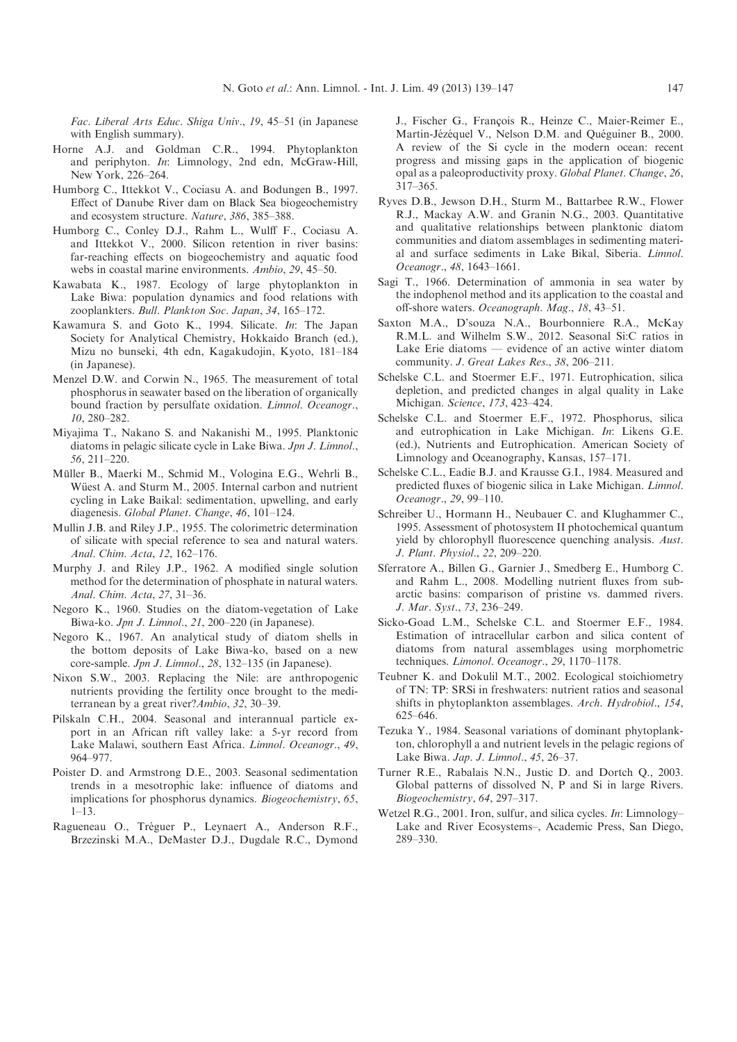Fac. Liberal Arts Educ. Shiga Univ., 19, 45–51 (in Japanese with English summary).

Horne A.J. and Goldman C.R., 1994. Phytoplankton and periphyton. *In*: Limnology, 2nd edn, McGraw-Hill, New York, 226–264.

Humborg C., Ittekkot V., Cociasu A. and Bodungen B., 1997. Effect of Danube River dam on Black Sea biogeochemistry and ecosystem structure. *Nature*, *386*, 385–388.

Humborg C., Conley D.J., Rahm L., Wulff F., Cociasu A. and Ittekkot V., 2000. Silicon retention in river basins: far-reaching effects on biogeochemistry and aquatic food webs in coastal marine environments. *Ambio*, *29*, 45–50.

Kawabata K., 1987. Ecology of large phytoplankton in Lake Biwa: population dynamics and food relations with zooplankters. *Bull. Plankton Soc. Japan*, *34*, 165–172.

Kawamura S. and Goto K., 1994. Silicate. *In*: The Japan Society for Analytical Chemistry, Hokkaido Branch (ed.), Mizu no bunseki, 4th edn, Kagakudojin, Kyoto, 181–184 (in Japanese).

Menzel D.W. and Corwin N., 1965. The measurement of total phosphorus in seawater based on the liberation of organically bound fraction by persulfate oxidation. *Limnol. Oceanogr.*, *10*, 280–282.

Miyajima T., Nakano S. and Nakanishi M., 1995. Planktonic diatoms in pelagic silicate cycle in Lake Biwa. *Jpn J. Limnol.*, *56*, 211–220.

Müller B., Maerki M., Schmid M., Vologina E.G., Wehrli B., Wüest A. and Sturm M., 2005. Internal carbon and nutrient cycling in Lake Baikal: sedimentation, upwelling, and early diagenesis. *Global Planet. Change*, *46*, 101–124.

Mullin J.B. and Riley J.P., 1955. The colorimetric determination of silicate with special reference to sea and natural waters. *Anal. Chim. Acta*, *12*, 162–176.

Murphy J. and Riley J.P., 1962. A modified single solution method for the determination of phosphate in natural waters. *Anal. Chim. Acta*, *27*, 31–36.

Negoro K., 1960. Studies on the diatom-vegetation of Lake Biwa-ko. *Jpn J. Limnol.*, *21*, 200–220 (in Japanese).

Negoro K., 1967. An analytical study of diatom shells in the bottom deposits of Lake Biwa-ko, based on a new core-sample. *Jpn J. Limnol.*, *28*, 132–135 (in Japanese).

Nixon S.W., 2003. Replacing the Nile: are anthropogenic nutrients providing the fertility once brought to the mediterranean by a great river?*Ambio*, *32*, 30–39.

Pilskaln C.H., 2004. Seasonal and interannual particle export in an African rift valley lake: a 5-yr record from Lake Malawi, southern East Africa. *Limnol. Oceanogr.*, *49*, 964–977.

Poister D. and Armstrong D.E., 2003. Seasonal sedimentation trends in a mesotrophic lake: influence of diatoms and implications for phosphorus dynamics. *Biogeochemistry*, *65*, 1–13.

Ragueneau O., Tréguer P., Leynaert A., Anderson R.F., Brzezinski M.A., DeMaster D.J., Dugdale R.C., Dymond J., Fischer G., François R., Heinze C., Maier-Reimer E., Martin-Jézéquel V., Nelson D.M. and Quéguiner B., 2000. A review of the Si cycle in the modern ocean: recent progress and missing gaps in the application of biogenic opal as a paleoproductivity proxy. *Global Planet. Change*, *26*, 317–365.

Ryves D.B., Jewson D.H., Sturm M., Battarbee R.W., Flower R.J., Mackay A.W. and Granin N.G., 2003. Quantitative and qualitative relationships between planktonic diatom communities and diatom assemblages in sedimenting material and surface sediments in Lake Bikal, Siberia. *Limnol. Oceanogr.*, *48*, 1643–1661.

Sagi T., 1966. Determination of ammonia in sea water by the indophenol method and its application to the coastal and off-shore waters. *Oceanograph. Mag.*, *18*, 43–51.

Saxton M.A., D'souza N.A., Bourbonniere R.A., McKay R.M.L. and Wilhelm S.W., 2012. Seasonal Si:C ratios in Lake Erie diatoms — evidence of an active winter diatom community. *J. Great Lakes Res.*, *38*, 206–211.

Schelske C.L. and Stoermer E.F., 1971. Eutrophication, silica depletion, and predicted changes in algal quality in Lake Michigan. *Science*, *173*, 423–424.

Schelske C.L. and Stoermer E.F., 1972. Phosphorus, silica and eutrophication in Lake Michigan. *In*: Likens G.E. (ed.), Nutrients and Eutrophication. American Society of Limnology and Oceanography, Kansas, 157–171.

Schelske C.L., Eadie B.J. and Krausse G.I., 1984. Measured and predicted fluxes of biogenic silica in Lake Michigan. *Limnol. Oceanogr.*, *29*, 99–110.

Schreiber U., Hormann H., Neubauer C. and Klughammer C., 1995. Assessment of photosystem II photochemical quantum yield by chlorophyll fluorescence quenching analysis. *Aust. J. Plant. Physiol.*, *22*, 209–220.

Sferratore A., Billen G., Garnier J., Smedberg E., Humborg C. and Rahm L., 2008. Modelling nutrient fluxes from subarctic basins: comparison of pristine vs. dammed rivers. *J. Mar. Syst.*, *73*, 236–249.

Sicko-Goad L.M., Schelske C.L. and Stoermer E.F., 1984. Estimation of intracellular carbon and silica content of diatoms from natural assemblages using morphometric techniques. *Limonol. Oceanogr.*, *29*, 1170–1178.

Teubner K. and Dokulil M.T., 2002. Ecological stoichiometry of TN: TP: SRSi in freshwaters: nutrient ratios and seasonal shifts in phytoplankton assemblages. *Arch. Hydrobiol.*, *154*, 625–646.

Tezuka Y., 1984. Seasonal variations of dominant phytoplankton, chlorophyll a and nutrient levels in the pelagic regions of Lake Biwa. *Jap. J. Limnol.*, *45*, 26–37.

Turner R.E., Rabalais N.N., Justic D. and Dortch Q., 2003. Global patterns of dissolved N, P and Si in large Rivers. *Biogeochemistry*, *64*, 297–317.

Wetzel R.G., 2001. Iron, sulfur, and silica cycles. *In*: Limnology–Lake and River Ecosystems–, Academic Press, San Diego, 289–330.